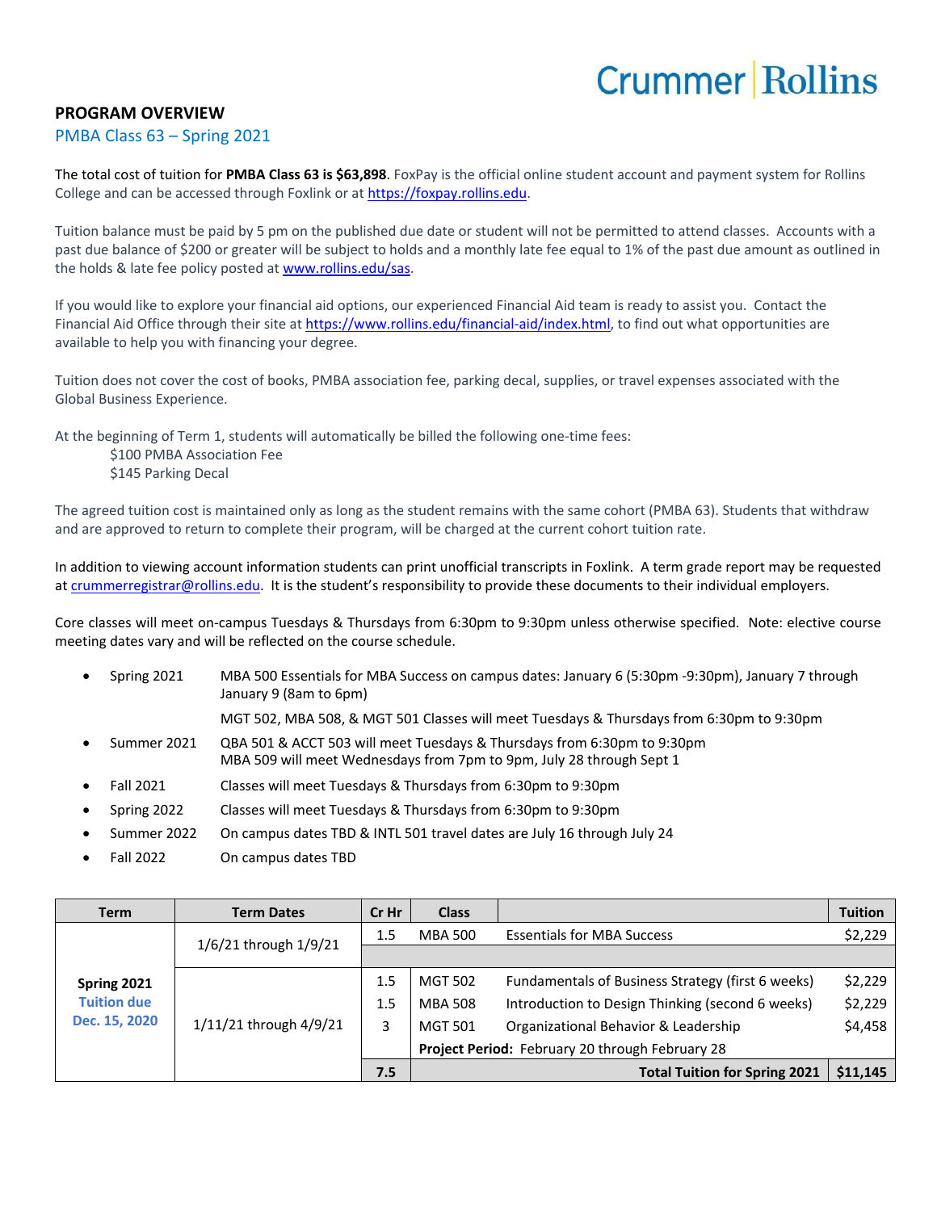Crummer | Rollins

## PROGRAM OVERVIEW

PMBA Class 63 – Spring 2021

The total cost of tuition for **PMBA Class 63 is $63,898**. FoxPay is the official online student account and payment system for Rollins College and can be accessed through Foxlink or at https://foxpay.rollins.edu.

Tuition balance must be paid by 5 pm on the published due date or student will not be permitted to attend classes. Accounts with a past due balance of $200 or greater will be subject to holds and a monthly late fee equal to 1% of the past due amount as outlined in the holds & late fee policy posted at www.rollins.edu/sas.

If you would like to explore your financial aid options, our experienced Financial Aid team is ready to assist you. Contact the Financial Aid Office through their site at https://www.rollins.edu/financial-aid/index.html, to find out what opportunities are available to help you with financing your degree.

Tuition does not cover the cost of books, PMBA association fee, parking decal, supplies, or travel expenses associated with the Global Business Experience.

At the beginning of Term 1, students will automatically be billed the following one-time fees:
$100 PMBA Association Fee
$145 Parking Decal

The agreed tuition cost is maintained only as long as the student remains with the same cohort (PMBA 63). Students that withdraw and are approved to return to complete their program, will be charged at the current cohort tuition rate.

In addition to viewing account information students can print unofficial transcripts in Foxlink. A term grade report may be requested at crummerregistrar@rollins.edu. It is the student's responsibility to provide these documents to their individual employers.

Core classes will meet on-campus Tuesdays & Thursdays from 6:30pm to 9:30pm unless otherwise specified. Note: elective course meeting dates vary and will be reflected on the course schedule.

- Spring 2021 — MBA 500 Essentials for MBA Success on campus dates: January 6 (5:30pm -9:30pm), January 7 through January 9 (8am to 6pm)
  MGT 502, MBA 508, & MGT 501 Classes will meet Tuesdays & Thursdays from 6:30pm to 9:30pm
- Summer 2021 — QBA 501 & ACCT 503 will meet Tuesdays & Thursdays from 6:30pm to 9:30pm
  MBA 509 will meet Wednesdays from 7pm to 9pm, July 28 through Sept 1
- Fall 2021 — Classes will meet Tuesdays & Thursdays from 6:30pm to 9:30pm
- Spring 2022 — Classes will meet Tuesdays & Thursdays from 6:30pm to 9:30pm
- Summer 2022 — On campus dates TBD & INTL 501 travel dates are July 16 through July 24
- Fall 2022 — On campus dates TBD

| Term | Term Dates | Cr Hr | Class | | Tuition |
|---|---|---|---|---|---|
| **Spring 2021** Tuition due Dec. 15, 2020 | 1/6/21 through 1/9/21 | 1.5 | MBA 500 | Essentials for MBA Success | $2,229 |
| | | | | | |
| | 1/11/21 through 4/9/21 | 1.5 | MGT 502 | Fundamentals of Business Strategy (first 6 weeks) | $2,229 |
| | | 1.5 | MBA 508 | Introduction to Design Thinking (second 6 weeks) | $2,229 |
| | | 3 | MGT 501 | Organizational Behavior & Leadership | $4,458 |
| | | | **Project Period:** February 20 through February 28 | | |
| | | **7.5** | | **Total Tuition for Spring 2021** | **$11,145** |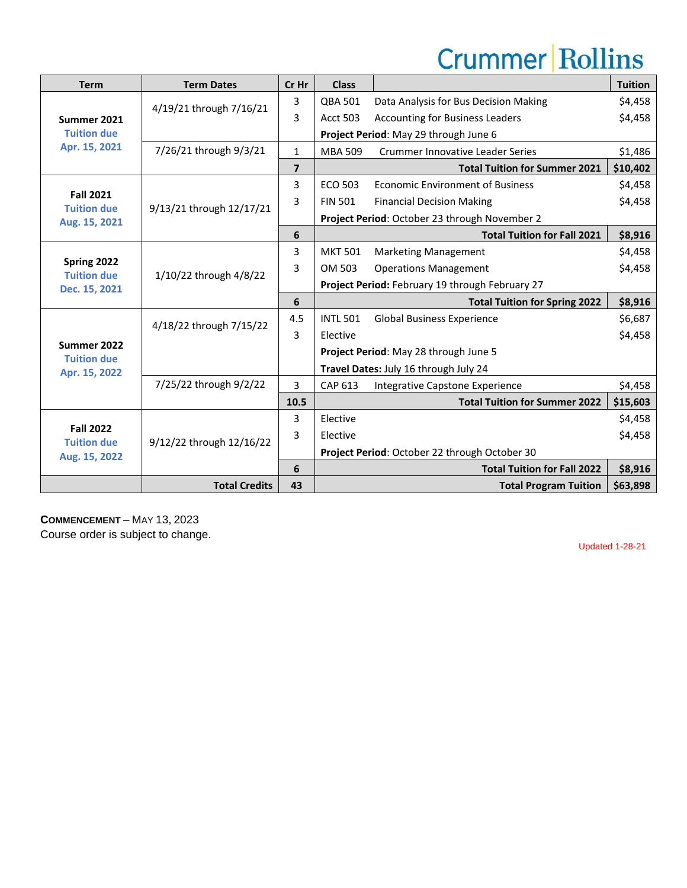Crummer | Rollins

| Term | Term Dates | Cr Hr | Class | | Tuition |
|---|---|---|---|---|---|
| Summer 2021 Tuition due Apr. 15, 2021 | 4/19/21 through 7/16/21 | 3 | QBA 501 | Data Analysis for Bus Decision Making | $4,458 |
| | | 3 | Acct 503 | Accounting for Business Leaders | $4,458 |
| | | | **Project Period**: May 29 through June 6 | | |
| | 7/26/21 through 9/3/21 | 1 | MBA 509 | Crummer Innovative Leader Series | $1,486 |
| | | **7** | | **Total Tuition for Summer 2021** | **$10,402** |
| Fall 2021 Tuition due Aug. 15, 2021 | 9/13/21 through 12/17/21 | 3 | ECO 503 | Economic Environment of Business | $4,458 |
| | | 3 | FIN 501 | Financial Decision Making | $4,458 |
| | | | **Project Period**: October 23 through November 2 | | |
| | | **6** | | **Total Tuition for Fall 2021** | **$8,916** |
| Spring 2022 Tuition due Dec. 15, 2021 | 1/10/22 through 4/8/22 | 3 | MKT 501 | Marketing Management | $4,458 |
| | | 3 | OM 503 | Operations Management | $4,458 |
| | | | **Project Period:** February 19 through February 27 | | |
| | | **6** | | **Total Tuition for Spring 2022** | **$8,916** |
| Summer 2022 Tuition due Apr. 15, 2022 | 4/18/22 through 7/15/22 | 4.5 | INTL 501 | Global Business Experience | $6,687 |
| | | 3 | Elective | | $4,458 |
| | | | **Project Period**: May 28 through June 5 | | |
| | | | **Travel Dates:** July 16 through July 24 | | |
| | 7/25/22 through 9/2/22 | 3 | CAP 613 | Integrative Capstone Experience | $4,458 |
| | | **10.5** | | **Total Tuition for Summer 2022** | **$15,603** |
| Fall 2022 Tuition due Aug. 15, 2022 | 9/12/22 through 12/16/22 | 3 | Elective | | $4,458 |
| | | 3 | Elective | | $4,458 |
| | | | **Project Period**: October 22 through October 30 | | |
| | | **6** | | **Total Tuition for Fall 2022** | **$8,916** |
| | **Total Credits** | **43** | | **Total Program Tuition** | **$63,898** |

**COMMENCEMENT** – MAY 13, 2023

Course order is subject to change.

Updated 1-28-21